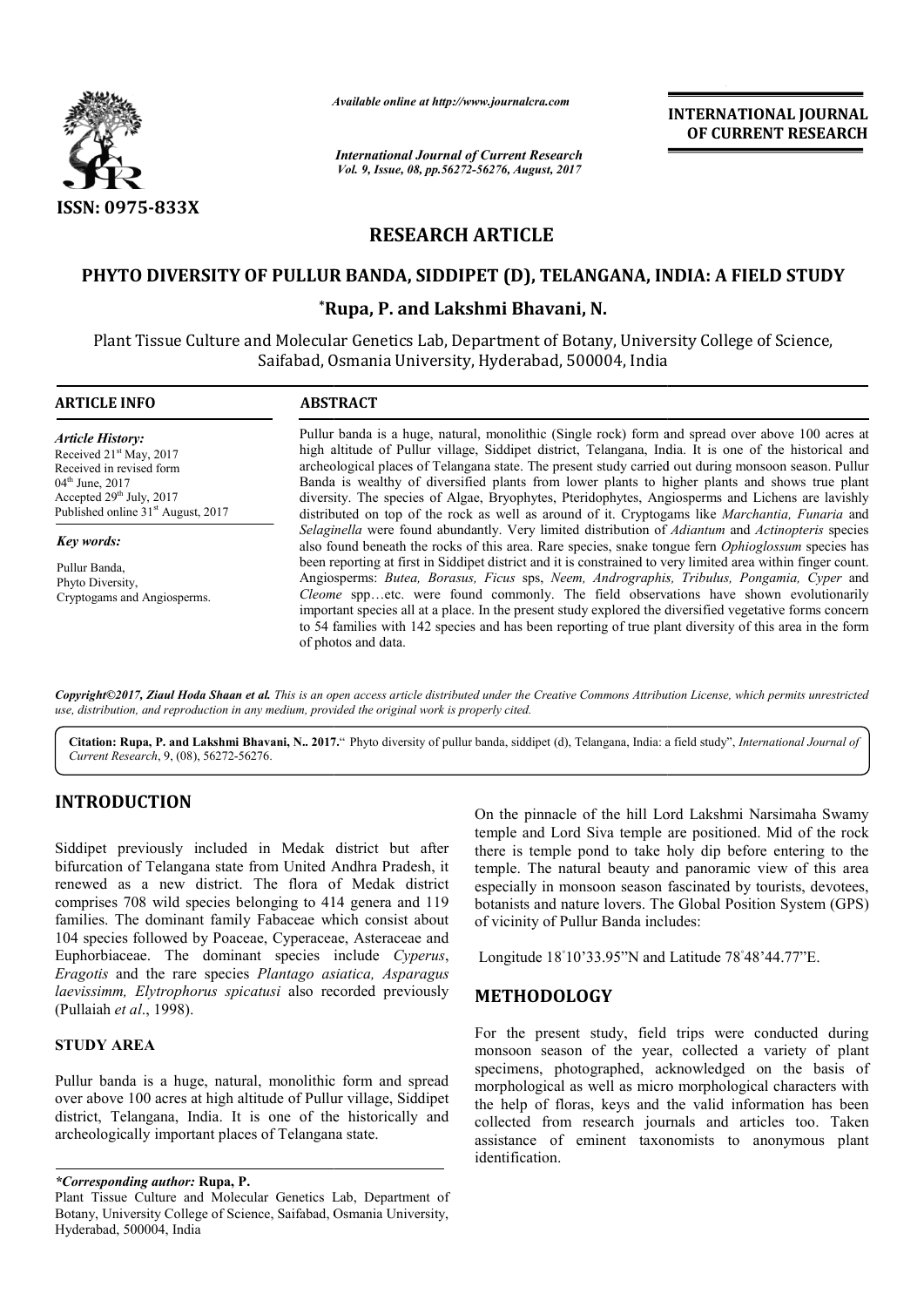Available online at http://www.journalcra.com

*International Journal of Current Research*
*Vol. 9, Issue, 08, pp.56272-56276, August, 2017*

**INTERNATIONAL JOURNAL OF CURRENT RESEARCH**

ISSN: 0975-833X

# RESEARCH ARTICLE

## PHYTO DIVERSITY OF PULLUR BANDA, SIDDIPET (D), TELANGANA, INDIA: A FIELD STUDY

**\*Rupa, P. and Lakshmi Bhavani, N.**

Plant Tissue Culture and Molecular Genetics Lab, Department of Botany, University College of Science, Saifabad, Osmania University, Hyderabad, 500004, India

### ARTICLE INFO

*Article History:*
Received 21st May, 2017
Received in revised form 04th June, 2017
Accepted 29th July, 2017
Published online 31st August, 2017

*Key words:*
Pullur Banda,
Phyto Diversity,
Cryptogams and Angiosperms.

### ABSTRACT

Pullur banda is a huge, natural, monolithic (Single rock) form and spread over above 100 acres at high altitude of Pullur village, Siddipet district, Telangana, India. It is one of the historical and archeological places of Telangana state. The present study carried out during monsoon season. Pullur Banda is wealthy of diversified plants from lower plants to higher plants and shows true plant diversity. The species of Algae, Bryophytes, Pteridophytes, Angiosperms and Lichens are lavishly distributed on top of the rock as well as around of it. Cryptogams like *Marchantia, Funaria* and *Selaginella* were found abundantly. Very limited distribution of *Adiantum* and *Actinopteris* species also found beneath the rocks of this area. Rare species, snake tongue fern *Ophioglossum* species has been reporting at first in Siddipet district and it is constrained to very limited area within finger count. Angiosperms: *Butea, Borasus, Ficus* sps, *Neem, Andrographis, Tribulus, Pongamia, Cyper* and *Cleome* spp…etc. were found commonly. The field observations have shown evolutionarily important species all at a place. In the present study explored the diversified vegetative forms concern to 54 families with 142 species and has been reporting of true plant diversity of this area in the form of photos and data.

*Copyright©2017, Ziaul Hoda Shaan et al. This is an open access article distributed under the Creative Commons Attribution License, which permits unrestricted use, distribution, and reproduction in any medium, provided the original work is properly cited.*

**Citation: Rupa, P. and Lakshmi Bhavani, N.. 2017.**" Phyto diversity of pullur banda, siddipet (d), Telangana, India: a field study", *International Journal of Current Research*, 9, (08), 56272-56276.

## INTRODUCTION

Siddipet previously included in Medak district but after bifurcation of Telangana state from United Andhra Pradesh, it renewed as a new district. The flora of Medak district comprises 708 wild species belonging to 414 genera and 119 families. The dominant family Fabaceae which consist about 104 species followed by Poaceae, Cyperaceae, Asteraceae and Euphorbiaceae. The dominant species include *Cyperus*, *Eragotis* and the rare species *Plantago asiatica, Asparagus laevissimm, Elytrophorus spicatusi* also recorded previously (Pullaiah *et al*., 1998).

### STUDY AREA

Pullur banda is a huge, natural, monolithic form and spread over above 100 acres at high altitude of Pullur village, Siddipet district, Telangana, India. It is one of the historically and archeologically important places of Telangana state.

On the pinnacle of the hill Lord Lakshmi Narsimaha Swamy temple and Lord Siva temple are positioned. Mid of the rock there is temple pond to take holy dip before entering to the temple. The natural beauty and panoramic view of this area especially in monsoon season fascinated by tourists, devotees, botanists and nature lovers. The Global Position System (GPS) of vicinity of Pullur Banda includes:

Longitude 18°10'33.95"N and Latitude 78°48'44.77"E.

## METHODOLOGY

For the present study, field trips were conducted during monsoon season of the year, collected a variety of plant specimens, photographed, acknowledged on the basis of morphological as well as micro morphological characters with the help of floras, keys and the valid information has been collected from research journals and articles too. Taken assistance of eminent taxonomists to anonymous plant identification.

*\*Corresponding author:* **Rupa, P.**
Plant Tissue Culture and Molecular Genetics Lab, Department of Botany, University College of Science, Saifabad, Osmania University, Hyderabad, 500004, India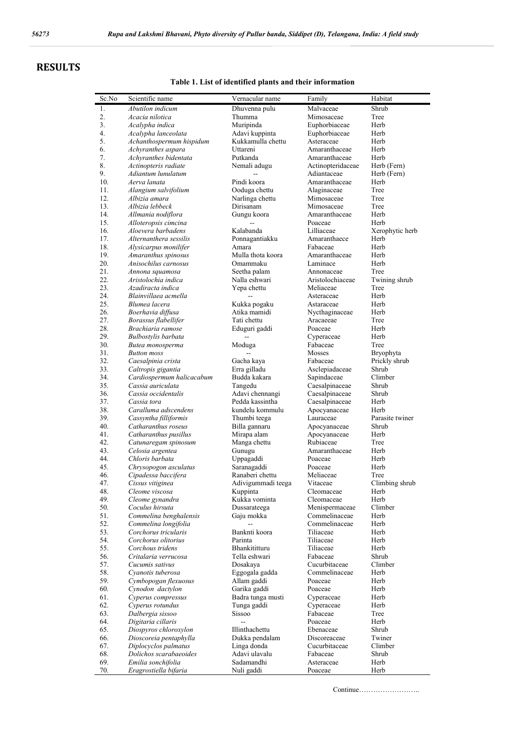# RESULTS

**Table 1. List of identified plants and their information**

| Sc.No | Scientific name | Vernacular name | Family | Habitat |
|---|---|---|---|---|
| 1. | *Abutilon indicum* | Dhuvenna pulu | Malvaceae | Shrub |
| 2. | *Acacia nilotica* | Thumma | Mimosaceae | Tree |
| 3. | *Acalypha indica* | Muripinda | Euphorbiaceae | Herb |
| 4. | *Acalypha lanceolata* | Adavi kuppinta | Euphorbiaceae | Herb |
| 5. | *Achanthospermum hispidum* | Kukkamulla chettu | Asteraceae | Herb |
| 6. | *Achyranthes aspara* | Uttareni | Amaranthaceae | Herb |
| 7. | *Achyranthes bidentata* | Putkanda | Amaranthaceae | Herb |
| 8. | *Actinopteris radiate* | Nemali adugu | Actinopteridaceae | Herb (Fern) |
| 9. | *Adiantum lunulatum* | -- | Adiantaceae | Herb (Fern) |
| 10. | *Aerva lanata* | Pindi koora | Amaranthaceae | Herb |
| 11. | *Alangium salvifolium* | Ooduga chettu | Alaginaceae | Tree |
| 12. | *Albizia amara* | Narlinga chettu | Mimosaceae | Tree |
| 13. | *Albizia lebbeck* | Dirisanam | Mimosaceae | Tree |
| 14. | *Allmania nodiflora* | Gungu koora | Amaranthaceae | Herb |
| 15. | *Alloteropsis cimcina* | -- | Poaceae | Herb |
| 16. | *Aloevera barbadens* | Kalabanda | Lilliaceae | Xerophytic herb |
| 17. | *Alternanthera sessilis* | Ponnagantiakku | Amaranthaece | Herb |
| 18. | *Alysicarpus monilifer* | Amara | Fabaceae | Herb |
| 19. | *Amaranthus spinosus* | Mulla thota koora | Amaranthaceae | Herb |
| 20. | *Anisochilus carnosus* | Omammaku | Laminace | Herb |
| 21. | *Annona squamosa* | Seetha palam | Annonaceae | Tree |
| 22. | *Aristolochia indica* | Nalla eshwari | Aristolochiaceae | Twining shrub |
| 23. | *Azadiracta indica* | Yepa chettu | Meliaceae | Tree |
| 24. | *Blainvillaea acmella* | -- | Asteraceae | Herb |
| 25. | *Blumea lacera* | Kukka pogaku | Astaraceae | Herb |
| 26. | *Boerhavia diffusa* | Atika mamidi | Nycthaginaceae | Herb |
| 27. | *Borassus flabellifer* | Tati chettu | Aracaeeae | Tree |
| 28. | *Brachiaria ramose* | Eduguri gaddi | Poaceae | Herb |
| 29. | *Bulbostylis barbata* | -- | Cyperaceae | Herb |
| 30. | *Butea monosperma* | Moduga | Fabaceae | Tree |
| 31. | *Button moss* | -- | Mosses | Bryophyta |
| 32. | *Caesalpinia crista* | Gacha kaya | Fabaceae | Prickly shrub |
| 33. | *Caltropis gigantia* | Erra gilladu | Asclepiadaceae | Shrub |
| 34. | *Cardiospermum halicacabum* | Budda kakara | Sapindaceae | Climber |
| 35. | *Cassia auriculata* | Tangedu | Caesalpinaceae | Shrub |
| 36. | *Cassia occidentalis* | Adavi chennangi | Caesalpinaceae | Shrub |
| 37. | *Cassia tora* | Pedda kassintha | Caesalpinaceae | Herb |
| 38. | *Caralluma adscendens* | kundelu kommulu | Apocyanaceae | Herb |
| 39. | *Cassyntha filliformis* | Thumbi teega | Lauraceae | Parasite twiner |
| 40. | *Catharanthus roseus* | Billa gannaru | Apocyanaceae | Shrub |
| 41. | *Catharanthus pusillus* | Mirapa alam | Apocyanaceae | Herb |
| 42. | *Catunaregam spinosum* | Manga chettu | Rubiaceae | Tree |
| 43. | *Celosia argentea* | Gunugu | Amaranthaceae | Herb |
| 44. | *Chloris barbata* | Uppagaddi | Poaceae | Herb |
| 45. | *Chrysopogon asculatus* | Saranagaddi | Poaceae | Herb |
| 46. | *Cipadessa baccifera* | Ranaberi chettu | Meliaceae | Tree |
| 47. | *Cissus vitiginea* | Adivigummadi teega | Vitaceae | Climbing shrub |
| 48. | *Cleome viscosa* | Kuppinta | Cleomaceae | Herb |
| 49. | *Cleome gynandra* | Kukka vominta | Cleomaceae | Herb |
| 50. | *Coculus hirsuta* | Dussarateega | Menispermaceae | Climber |
| 51. | *Commelina benghalensis* | Gaju mokka | Commelinaceae | Herb |
| 52. | *Commelina longifolia* | -- | Commelinaceae | Herb |
| 53. | *Corchorus tricularis* | Banknti koora | Tiliaceae | Herb |
| 54. | *Corchorus olitorius* | Parinta | Tiliaceae | Herb |
| 55. | *Corchous tridens* | Bhankititturu | Tiliaceae | Herb |
| 56. | *Critalaria verrucosa* | Tella eshwari | Fabaceae | Shrub |
| 57. | *Cucumis sativus* | Dosakaya | Cucurbitaceae | Climber |
| 58. | *Cyanotis tuberosa* | Eggogala gadda | Commelinaceae | Herb |
| 59. | *Cymbopogan flexuosus* | Allam gaddi | Poaceae | Herb |
| 60. | *Cynodon dactylon* | Garika gaddi | Poaceae | Herb |
| 61. | *Cyperus compressus* | Badra tunga musti | Cyperaceae | Herb |
| 62. | *Cyperus rotundus* | Tunga gaddi | Cyperaceae | Herb |
| 63. | *Dalbergia sissoo* | Sissoo | Fabaceae | Tree |
| 64. | *Digitaria cillaris* | -- | Poaceae | Herb |
| 65. | *Diospyros chloroxylon* | Illinthachettu | Ebenaceae | Shrub |
| 66. | *Dioscoreia pentaphylla* | Dukka pendalam | Discoreaceae | Twiner |
| 67. | *Diplocyclos palmatus* | Linga donda | Cucurbitaceae | Climber |
| 68. | *Dolichos scarabaeoides* | Adavi ulavalu | Fabaceae | Shrub |
| 69. | *Emilia sonchifolia* | Sadamandhi | Asteraceae | Herb |
| 70. | *Eragrostiella bifaria* | Nuli gaddi | Poaceae | Herb |

Continue……………………..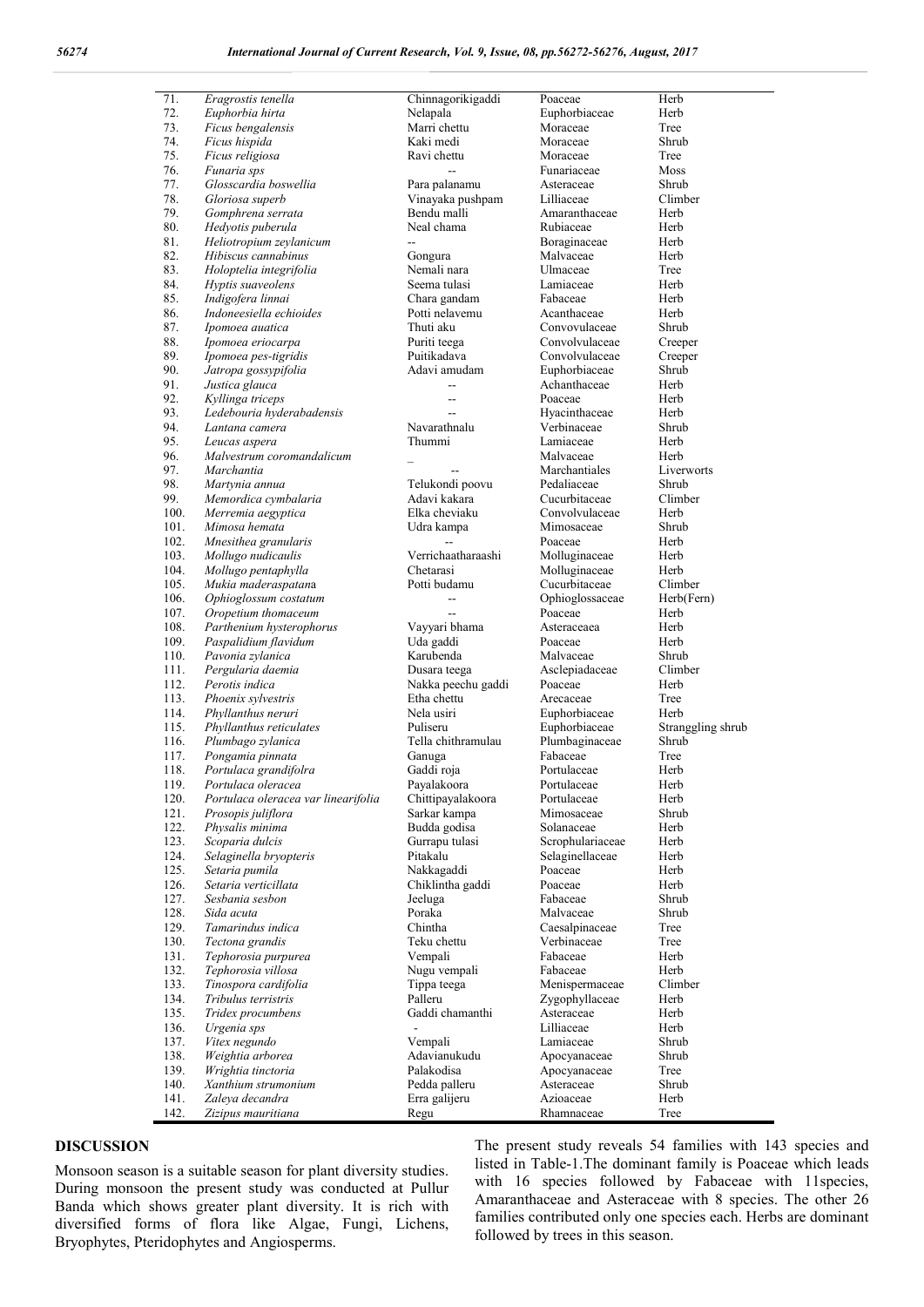| | | | | |
|---|---|---|---|---|
| 71. | *Eragrostis tenella* | Chinnagorikigaddi | Poaceae | Herb |
| 72. | *Euphorbia hirta* | Nelapala | Euphorbiaceae | Herb |
| 73. | *Ficus bengalensis* | Marri chettu | Moraceae | Tree |
| 74. | *Ficus hispida* | Kaki medi | Moraceae | Shrub |
| 75. | *Ficus religiosa* | Ravi chettu | Moraceae | Tree |
| 76. | *Funaria sps* | -- | Funariaceae | Moss |
| 77. | *Glosscardia boswellia* | Para palanamu | Asteraceae | Shrub |
| 78. | *Gloriosa superb* | Vinayaka pushpam | Lilliaceae | Climber |
| 79. | *Gomphrena serrata* | Bendu malli | Amaranthaceae | Herb |
| 80. | *Hedyotis puberula* | Neal chama | Rubiaceae | Herb |
| 81. | *Heliotropium zeylanicum* | -- | Boraginaceae | Herb |
| 82. | *Hibiscus cannabinus* | Gongura | Malvaceae | Herb |
| 83. | *Holoptelia integrifolia* | Nemali nara | Ulmaceae | Tree |
| 84. | *Hyptis suaveolens* | Seema tulasi | Lamiaceae | Herb |
| 85. | *Indigofera linnai* | Chara gandam | Fabaceae | Herb |
| 86. | *Indoneesiella echioides* | Potti nelavemu | Acanthaceae | Herb |
| 87. | *Ipomoea auatica* | Thuti aku | Convovulaceae | Shrub |
| 88. | *Ipomoea eriocarpa* | Puriti teega | Convolvulaceae | Creeper |
| 89. | *Ipomoea pes-tigridis* | Puitikadava | Convolvulaceae | Creeper |
| 90. | *Jatropa gossypifolia* | Adavi amudam | Euphorbiaceae | Shrub |
| 91. | *Justica glauca* | -- | Achanthaceae | Herb |
| 92. | *Kyllinga triceps* | -- | Poaceae | Herb |
| 93. | *Ledebouria hyderabadensis* | -- | Hyacinthaceae | Herb |
| 94. | *Lantana camera* | Navarathnalu | Verbinaceae | Shrub |
| 95. | *Leucas aspera* | Thummi | Lamiaceae | Herb |
| 96. | *Malvestrum coromandalicum* | _ | Malvaceae | Herb |
| 97. | *Marchantia* | -- | Marchantiales | Liverworts |
| 98. | *Martynia annua* | Telukondi poovu | Pedaliaceae | Shrub |
| 99. | *Memordica cymbalaria* | Adavi kakara | Cucurbitaceae | Climber |
| 100. | *Merremia aegyptica* | Elka cheviaku | Convolvulaceae | Herb |
| 101. | *Mimosa hemata* | Udra kampa | Mimosaceae | Shrub |
| 102. | *Mnesithea granularis* | -- | Poaceae | Herb |
| 103. | *Mollugo nudicaulis* | Verrichaatharaashi | Molluginaceae | Herb |
| 104. | *Mollugo pentaphylla* | Chetarasi | Molluginaceae | Herb |
| 105. | *Mukia maderaspatana* | Potti budamu | Cucurbitaceae | Climber |
| 106. | *Ophioglossum costatum* | -- | Ophioglossaceae | Herb(Fern) |
| 107. | *Oropetium thomaceum* | -- | Poaceae | Herb |
| 108. | *Parthenium hysterophorus* | Vayyari bhama | Asteraceaea | Herb |
| 109. | *Paspalidium flavidum* | Uda gaddi | Poaceae | Herb |
| 110. | *Pavonia zylanica* | Karubenda | Malvaceae | Shrub |
| 111. | *Pergularia daemia* | Dusara teega | Asclepiadaceae | Climber |
| 112. | *Perotis indica* | Nakka peechu gaddi | Poaceae | Herb |
| 113. | *Phoenix sylvestris* | Etha chettu | Arecaceae | Tree |
| 114. | *Phyllanthus neruri* | Nela usiri | Euphorbiaceae | Herb |
| 115. | *Phyllanthus reticulates* | Puliseru | Euphorbiaceae | Strangglng shrub |
| 116. | *Plumbago zylanica* | Tella chithramulau | Plumbaginaceae | Shrub |
| 117. | *Pongamia pinnata* | Ganuga | Fabaceae | Tree |
| 118. | *Portulaca grandifolra* | Gaddi roja | Portulaceae | Herb |
| 119. | *Portulaca oleracea* | Payalakoora | Portulaceae | Herb |
| 120. | *Portulaca oleracea var linearifolia* | Chittipayalakoora | Portulaceae | Herb |
| 121. | *Prosopis juliflora* | Sarkar kampa | Mimosaceae | Shrub |
| 122. | *Physalis minima* | Budda godisa | Solanaceae | Herb |
| 123. | *Scoparia dulcis* | Gurrapu tulasi | Scrophulariaceae | Herb |
| 124. | *Selaginella bryopteris* | Pitakalu | Selaginellaceae | Herb |
| 125. | *Setaria pumila* | Nakkagaddi | Poaceae | Herb |
| 126. | *Setaria verticillata* | Chiklintha gaddi | Poaceae | Herb |
| 127. | *Sesbania sesbon* | Jeeluga | Fabaceae | Shrub |
| 128. | *Sida acuta* | Poraka | Malvaceae | Shrub |
| 129. | *Tamarindus indica* | Chintha | Caesalpinaceae | Tree |
| 130. | *Tectona grandis* | Teku chettu | Verbinaceae | Tree |
| 131. | *Tephorosia purpurea* | Vempali | Fabaceae | Herb |
| 132. | *Tephorosia villosa* | Nugu vempali | Fabaceae | Herb |
| 133. | *Tinospora cardifolia* | Tippa teega | Menispermaceae | Climber |
| 134. | *Tribulus terristris* | Palleru | Zygophyllaceae | Herb |
| 135. | *Tridex procumbens* | Gaddi chamanthi | Asteraceae | Herb |
| 136. | *Urgenia sps* | - | Lilliaceae | Herb |
| 137. | *Vitex negundo* | Vempali | Lamiaceae | Shrub |
| 138. | *Weightia arborea* | Adavianukudu | Apocyanaceae | Shrub |
| 139. | *Wrightia tinctoria* | Palakodisa | Apocyanaceae | Tree |
| 140. | *Xanthium strumonium* | Pedda palleru | Asteraceae | Shrub |
| 141. | *Zaleya decandra* | Erra galijeru | Azioaceae | Herb |
| 142. | *Zizipus mauritiana* | Regu | Rhamnaceae | Tree |

## DISCUSSION

Monsoon season is a suitable season for plant diversity studies. During monsoon the present study was conducted at Pullur Banda which shows greater plant diversity. It is rich with diversified forms of flora like Algae, Fungi, Lichens, Bryophytes, Pteridophytes and Angiosperms.

The present study reveals 54 families with 143 species and listed in Table-1.The dominant family is Poaceae which leads with 16 species followed by Fabaceae with 11species, Amaranthaceae and Asteraceae with 8 species. The other 26 families contributed only one species each. Herbs are dominant followed by trees in this season.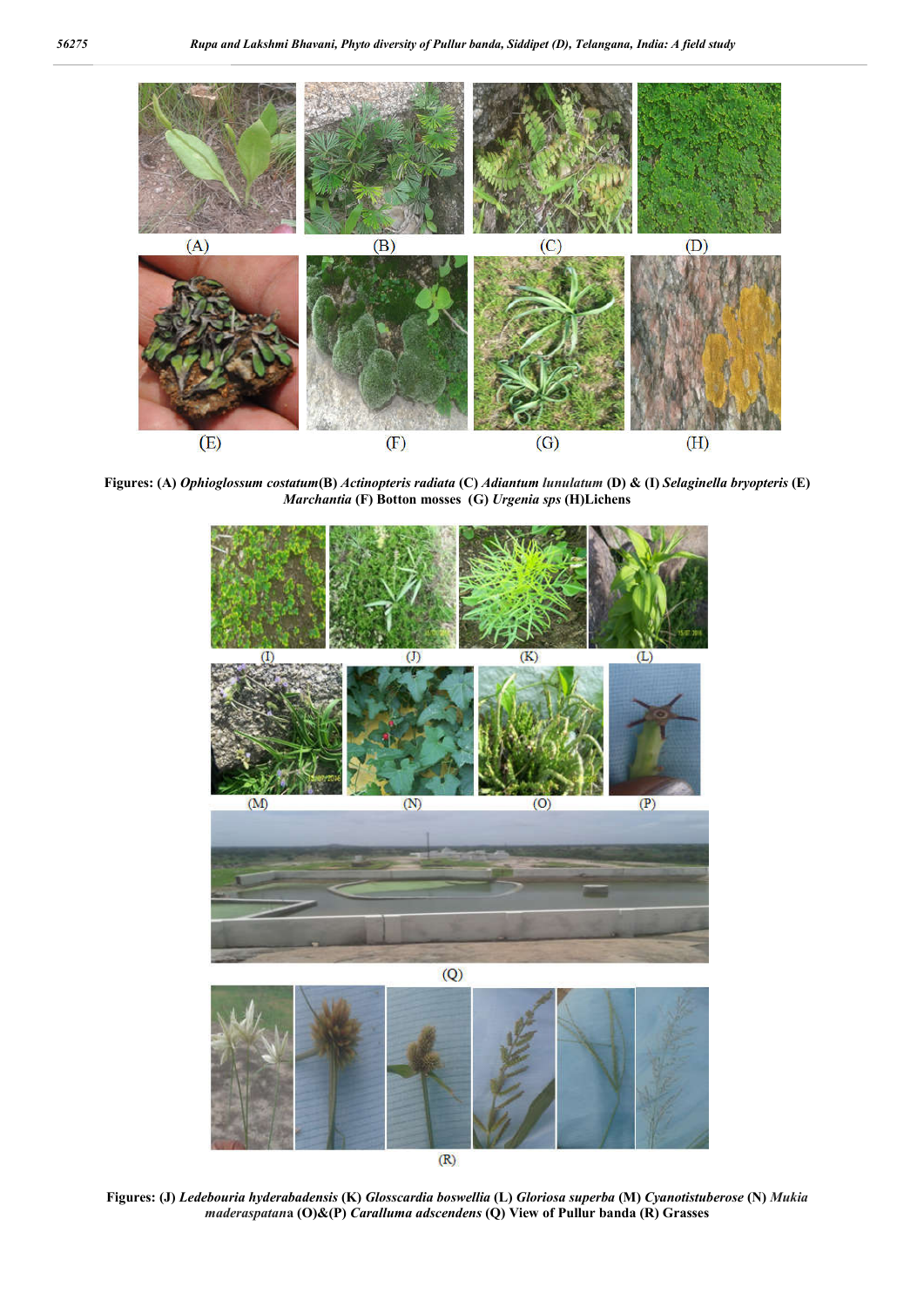**Figures: (A)** ***Ophioglossum costatum*****(B)** ***Actinopteris radiata*** **(C)** ***Adiantum lunulatum*** **(D) & (I)** ***Selaginella bryopteris*** **(E)** ***Marchantia*** **(F) Botton mosses (G)** ***Urgenia sps*** **(H)Lichens**

**Figures: (J)** ***Ledebouria hyderabadensis*** **(K)** ***Glosscardia boswellia*** **(L)** ***Gloriosa superba*** **(M)** ***Cyanotistuberose*** **(N)** ***Mukia maderaspatan*****a (O)&(P)** ***Caralluma adscendens*** **(Q) View of Pullur banda (R) Grasses**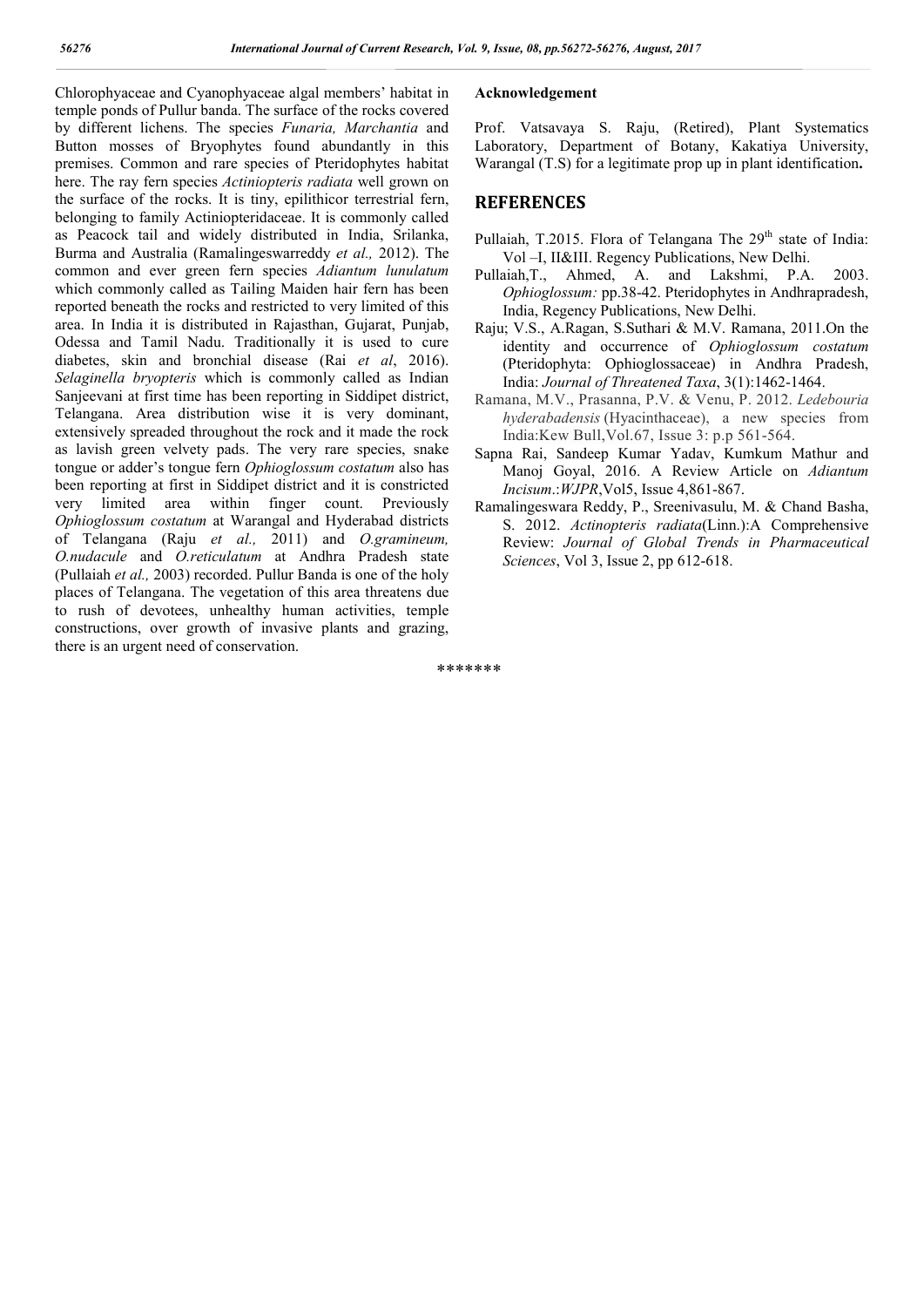Chlorophyaceae and Cyanophyaceae algal members' habitat in temple ponds of Pullur banda. The surface of the rocks covered by different lichens. The species *Funaria, Marchantia* and Button mosses of Bryophytes found abundantly in this premises. Common and rare species of Pteridophytes habitat here. The ray fern species *Actiniopteris radiata* well grown on the surface of the rocks. It is tiny, epilithicor terrestrial fern, belonging to family Actiniopteridaceae. It is commonly called as Peacock tail and widely distributed in India, Srilanka, Burma and Australia (Ramalingeswarreddy *et al.,* 2012). The common and ever green fern species *Adiantum lunulatum* which commonly called as Tailing Maiden hair fern has been reported beneath the rocks and restricted to very limited of this area. In India it is distributed in Rajasthan, Gujarat, Punjab, Odessa and Tamil Nadu. Traditionally it is used to cure diabetes, skin and bronchial disease (Rai *et al*, 2016). *Selaginella bryopteris* which is commonly called as Indian Sanjeevani at first time has been reporting in Siddipet district, Telangana. Area distribution wise it is very dominant, extensively spreaded throughout the rock and it made the rock as lavish green velvety pads. The very rare species, snake tongue or adder's tongue fern *Ophioglossum costatum* also has been reporting at first in Siddipet district and it is constricted very limited area within finger count. Previously *Ophioglossum costatum* at Warangal and Hyderabad districts of Telangana (Raju *et al.,* 2011) and *O.gramineum, O.nudacule* and *O.reticulatum* at Andhra Pradesh state (Pullaiah *et al.,* 2003) recorded. Pullur Banda is one of the holy places of Telangana. The vegetation of this area threatens due to rush of devotees, unhealthy human activities, temple constructions, over growth of invasive plants and grazing, there is an urgent need of conservation.

**Acknowledgement**

Prof. Vatsavaya S. Raju, (Retired), Plant Systematics Laboratory, Department of Botany, Kakatiya University, Warangal (T.S) for a legitimate prop up in plant identification**.**

## REFERENCES

Pullaiah, T.2015. Flora of Telangana The 29th state of India: Vol –I, II&III. Regency Publications, New Delhi.

Pullaiah,T., Ahmed, A. and Lakshmi, P.A. 2003. *Ophioglossum:* pp.38-42. Pteridophytes in Andhrapradesh, India, Regency Publications, New Delhi.

Raju; V.S., A.Ragan, S.Suthari & M.V. Ramana, 2011.On the identity and occurrence of *Ophioglossum costatum* (Pteridophyta: Ophioglossaceae) in Andhra Pradesh, India: *Journal of Threatened Taxa*, 3(1):1462-1464.

Ramana, M.V., Prasanna, P.V. & Venu, P. 2012. *Ledebouria hyderabadensis* (Hyacinthaceae), a new species from India:Kew Bull,Vol.67, Issue 3: p.p 561-564.

Sapna Rai, Sandeep Kumar Yadav, Kumkum Mathur and Manoj Goyal, 2016. A Review Article on *Adiantum Incisum*.:*WJPR*,Vol5, Issue 4,861-867.

Ramalingeswara Reddy, P., Sreenivasulu, M. & Chand Basha, S. 2012. *Actinopteris radiata*(Linn.):A Comprehensive Review: *Journal of Global Trends in Pharmaceutical Sciences*, Vol 3, Issue 2, pp 612-618.

\*\*\*\*\*\*\*